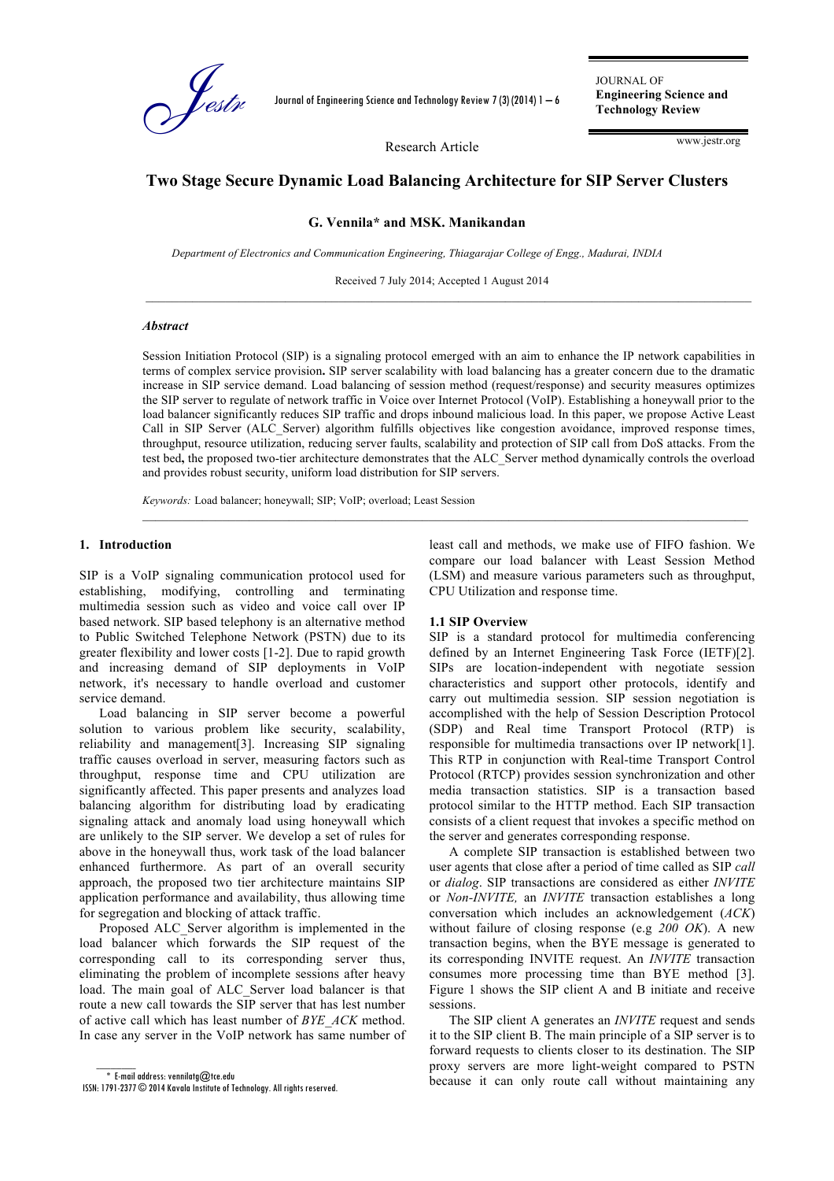Research Article

# Two Stage Secure Dynamic Load Balancing Architecture for SIP Server Clusters

**G. Vennila* and MSK. Manikandan**

*Department of Electronics and Communication Engineering, Thiagarajar College of Engg., Madurai, INDIA*

Received 7 July 2014; Accepted 1 August 2014

---

### *Abstract*

Session Initiation Protocol (SIP) is a signaling protocol emerged with an aim to enhance the IP network capabilities in terms of complex service provision**.** SIP server scalability with load balancing has a greater concern due to the dramatic increase in SIP service demand. Load balancing of session method (request/response) and security measures optimizes the SIP server to regulate of network traffic in Voice over Internet Protocol (VoIP). Establishing a honeywall prior to the load balancer significantly reduces SIP traffic and drops inbound malicious load. In this paper, we propose Active Least Call in SIP Server (ALC_Server) algorithm fulfills objectives like congestion avoidance, improved response times, throughput, resource utilization, reducing server faults, scalability and protection of SIP call from DoS attacks. From the test bed**,** the proposed two-tier architecture demonstrates that the ALC_Server method dynamically controls the overload and provides robust security, uniform load distribution for SIP servers.

*Keywords:* Load balancer; honeywall; SIP; VoIP; overload; Least Session

---

## 1. Introduction

SIP is a VoIP signaling communication protocol used for establishing, modifying, controlling and terminating multimedia session such as video and voice call over IP based network. SIP based telephony is an alternative method to Public Switched Telephone Network (PSTN) due to its greater flexibility and lower costs [1-2]. Due to rapid growth and increasing demand of SIP deployments in VoIP network, it's necessary to handle overload and customer service demand.

Load balancing in SIP server become a powerful solution to various problem like security, scalability, reliability and management[3]. Increasing SIP signaling traffic causes overload in server, measuring factors such as throughput, response time and CPU utilization are significantly affected. This paper presents and analyzes load balancing algorithm for distributing load by eradicating signaling attack and anomaly load using honeywall which are unlikely to the SIP server. We develop a set of rules for above in the honeywall thus, work task of the load balancer enhanced furthermore. As part of an overall security approach, the proposed two tier architecture maintains SIP application performance and availability, thus allowing time for segregation and blocking of attack traffic.

Proposed ALC_Server algorithm is implemented in the load balancer which forwards the SIP request of the corresponding call to its corresponding server thus, eliminating the problem of incomplete sessions after heavy load. The main goal of ALC_Server load balancer is that route a new call towards the SIP server that has lest number of active call which has least number of *BYE_ACK* method. In case any server in the VoIP network has same number of least call and methods, we make use of FIFO fashion. We compare our load balancer with Least Session Method (LSM) and measure various parameters such as throughput, CPU Utilization and response time.

### 1.1 SIP Overview

SIP is a standard protocol for multimedia conferencing defined by an Internet Engineering Task Force (IETF)[2]. SIPs are location-independent with negotiate session characteristics and support other protocols, identify and carry out multimedia session. SIP session negotiation is accomplished with the help of Session Description Protocol (SDP) and Real time Transport Protocol (RTP) is responsible for multimedia transactions over IP network[1]. This RTP in conjunction with Real-time Transport Control Protocol (RTCP) provides session synchronization and other media transaction statistics. SIP is a transaction based protocol similar to the HTTP method. Each SIP transaction consists of a client request that invokes a specific method on the server and generates corresponding response.

A complete SIP transaction is established between two user agents that close after a period of time called as SIP *call* or *dialog*. SIP transactions are considered as either *INVITE* or *Non-INVITE,* an *INVITE* transaction establishes a long conversation which includes an acknowledgement (*ACK*) without failure of closing response (e.g *200 OK*). A new transaction begins, when the BYE message is generated to its corresponding INVITE request. An *INVITE* transaction consumes more processing time than BYE method [3]. Figure 1 shows the SIP client A and B initiate and receive sessions.

The SIP client A generates an *INVITE* request and sends it to the SIP client B. The main principle of a SIP server is to forward requests to clients closer to its destination. The SIP proxy servers are more light-weight compared to PSTN because it can only route call without maintaining any

---

\* E-mail address: vennilatg@tce.edu
ISSN: 1791-2377 © 2014 Kavala Institute of Technology. All rights reserved.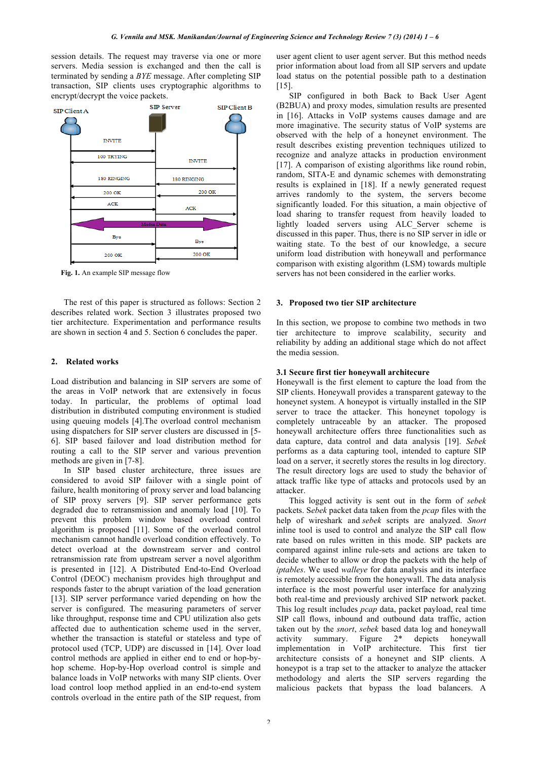session details. The request may traverse via one or more servers. Media session is exchanged and then the call is terminated by sending a *BYE* message. After completing SIP transaction, SIP clients uses cryptographic algorithms to encrypt/decrypt the voice packets.

**Fig. 1.** An example SIP message flow

The rest of this paper is structured as follows: Section 2 describes related work. Section 3 illustrates proposed two tier architecture. Experimentation and performance results are shown in section 4 and 5. Section 6 concludes the paper.

## 2. Related works

Load distribution and balancing in SIP servers are some of the areas in VoIP network that are extensively in focus today. In particular, the problems of optimal load distribution in distributed computing environment is studied using queuing models [4].The overload control mechanism using dispatchers for SIP server clusters are discussed in [5-6]. SIP based failover and load distribution method for routing a call to the SIP server and various prevention methods are given in [7-8].

In SIP based cluster architecture, three issues are considered to avoid SIP failover with a single point of failure, health monitoring of proxy server and load balancing of SIP proxy servers [9]. SIP server performance gets degraded due to retransmission and anomaly load [10]. To prevent this problem window based overload control algorithm is proposed [11]. Some of the overload control mechanism cannot handle overload condition effectively. To detect overload at the downstream server and control retransmission rate from upstream server a novel algorithm is presented in [12]. A Distributed End-to-End Overload Control (DEOC) mechanism provides high throughput and responds faster to the abrupt variation of the load generation [13]. SIP server performance varied depending on how the server is configured. The measuring parameters of server like throughput, response time and CPU utilization also gets affected due to authentication scheme used in the server, whether the transaction is stateful or stateless and type of protocol used (TCP, UDP) are discussed in [14]. Over load control methods are applied in either end to end or hop-by-hop scheme. Hop-by-Hop overload control is simple and balance loads in VoIP networks with many SIP clients. Over load control loop method applied in an end-to-end system controls overload in the entire path of the SIP request, from user agent client to user agent server. But this method needs prior information about load from all SIP servers and update load status on the potential possible path to a destination [15].

SIP configured in both Back to Back User Agent (B2BUA) and proxy modes, simulation results are presented in [16]. Attacks in VoIP systems causes damage and are more imaginative. The security status of VoIP systems are observed with the help of a honeynet environment. The result describes existing prevention techniques utilized to recognize and analyze attacks in production environment [17]. A comparison of existing algorithms like round robin, random, SITA-E and dynamic schemes with demonstrating results is explained in [18]. If a newly generated request arrives randomly to the system, the servers become significantly loaded. For this situation, a main objective of load sharing to transfer request from heavily loaded to lightly loaded servers using ALC_Server scheme is discussed in this paper. Thus, there is no SIP server in idle or waiting state. To the best of our knowledge, a secure uniform load distribution with honeywall and performance comparison with existing algorithm (LSM) towards multiple servers has not been considered in the earlier works.

## 3. Proposed two tier SIP architecture

In this section, we propose to combine two methods in two tier architecture to improve scalability, security and reliability by adding an additional stage which do not affect the media session.

### 3.1 Secure first tier honeywall architecure

Honeywall is the first element to capture the load from the SIP clients. Honeywall provides a transparent gateway to the honeynet system. A honeypot is virtually installed in the SIP server to trace the attacker. This honeynet topology is completely untraceable by an attacker. The proposed honeywall architecture offers three functionalities such as data capture, data control and data analysis [19]. *Sebek* performs as a data capturing tool, intended to capture SIP load on a server, it secretly stores the results in log directory. The result directory logs are used to study the behavior of attack traffic like type of attacks and protocols used by an attacker.

This logged activity is sent out in the form of *sebek* packets. S*ebek* packet data taken from the *pcap* files with the help of wireshark and *sebek* scripts are analyzed. *Snort* inline tool is used to control and analyze the SIP call flow rate based on rules written in this mode. SIP packets are compared against inline rule-sets and actions are taken to decide whether to allow or drop the packets with the help of *iptables*. We used *walleye* for data analysis and its interface is remotely accessible from the honeywall. The data analysis interface is the most powerful user interface for analyzing both real-time and previously archived SIP network packet. This log result includes *pcap* data, packet payload, real time SIP call flows, inbound and outbound data traffic, action taken out by the *snort*, *sebek* based data log and honeywall activity summary. Figure 2* depicts honeywall implementation in VoIP architecture. This first tier architecture consists of a honeynet and SIP clients. A honeypot is a trap set to the attacker to analyze the attacker methodology and alerts the SIP servers regarding the malicious packets that bypass the load balancers. A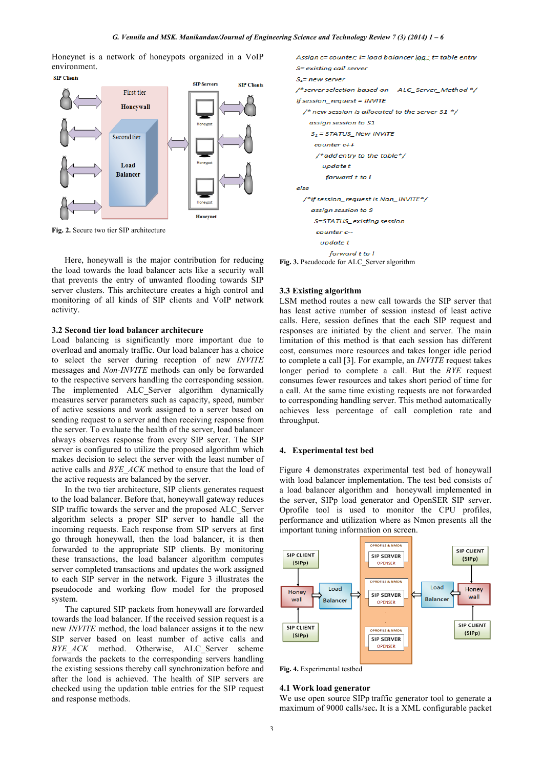Honeynet is a network of honeypots organized in a VoIP environment.

Fig. 2. Secure two tier SIP architecture

Here, honeywall is the major contribution for reducing the load towards the load balancer acts like a security wall that prevents the entry of unwanted flooding towards SIP server clusters. This architecture creates a high control and monitoring of all kinds of SIP clients and VoIP network activity.

### 3.2 Second tier load balancer architecure

Load balancing is significantly more important due to overload and anomaly traffic. Our load balancer has a choice to select the server during reception of new *INVITE* messages and *Non-INVITE* methods can only be forwarded to the respective servers handling the corresponding session. The implemented ALC_Server algorithm dynamically measures server parameters such as capacity, speed, number of active sessions and work assigned to a server based on sending request to a server and then receiving response from the server. To evaluate the health of the server, load balancer always observes response from every SIP server. The SIP server is configured to utilize the proposed algorithm which makes decision to select the server with the least number of active calls and *BYE_ACK* method to ensure that the load of the active requests are balanced by the server.

In the two tier architecture, SIP clients generates request to the load balancer. Before that, honeywall gateway reduces SIP traffic towards the server and the proposed ALC_Server algorithm selects a proper SIP server to handle all the incoming requests. Each response from SIP servers at first go through honeywall, then the load balancer, it is then forwarded to the appropriate SIP clients. By monitoring these transactions, the load balancer algorithm computes server completed transactions and updates the work assigned to each SIP server in the network. Figure 3 illustrates the pseudocode and working flow model for the proposed system.

The captured SIP packets from honeywall are forwarded towards the load balancer. If the received session request is a new *INVITE* method, the load balancer assigns it to the new SIP server based on least number of active calls and *BYE_ACK* method. Otherwise, ALC_Server scheme forwards the packets to the corresponding servers handling the existing sessions thereby call synchronization before and after the load is achieved. The health of SIP servers are checked using the updation table entries for the SIP request and response methods.

```
Assign c= counter; l= load balancer log ; t= table entry
S= existing call server
S1= new server
/*server selection based on   ALC_Server_Method */
If session_request = INVITE
  /* new session is allocated to the server S1 */
    assign session to S1
    S1 = STATUS_ New INVITE
      counter c++
      /*add entry to the table*/
        update t
          forward t to l
else
  /*if session_request is Non_INVITE*/
    assign session to S
      S=STATUS_ existing session
      counter c--
    update t
        forward t to l
```

Fig. 3. Pseudocode for ALC_Server algorithm

### 3.3 Existing algorithm

LSM method routes a new call towards the SIP server that has least active number of session instead of least active calls. Here, session defines that the each SIP request and responses are initiated by the client and server. The main limitation of this method is that each session has different cost, consumes more resources and takes longer idle period to complete a call [3]. For example, an *INVITE* request takes longer period to complete a call. But the *BYE* request consumes fewer resources and takes short period of time for a call. At the same time existing requests are not forwarded to corresponding handling server. This method automatically achieves less percentage of call completion rate and throughput.

## 4. Experimental test bed

Figure 4 demonstrates experimental test bed of honeywall with load balancer implementation. The test bed consists of a load balancer algorithm and honeywall implemented in the server, SIPp load generator and OpenSER SIP server. Oprofile tool is used to monitor the CPU profiles, performance and utilization where as Nmon presents all the important tuning information on screen.

Fig. 4. Experimental testbed

### 4.1 Work load generator

We use open source SIPp traffic generator tool to generate a maximum of 9000 calls/sec. It is a XML configurable packet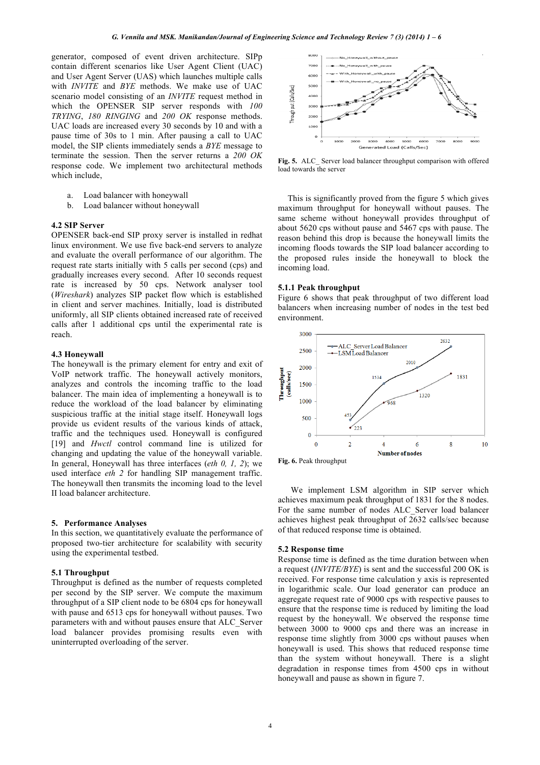generator, composed of event driven architecture. SIPp contain different scenarios like User Agent Client (UAC) and User Agent Server (UAS) which launches multiple calls with *INVITE* and *BYE* methods. We make use of UAC scenario model consisting of an *INVITE* request method in which the OPENSER SIP server responds with *100 TRYING*, *180 RINGING* and *200 OK* response methods. UAC loads are increased every 30 seconds by 10 and with a pause time of 30s to 1 min. After pausing a call to UAC model, the SIP clients immediately sends a *BYE* message to terminate the session. Then the server returns a *200 OK* response code. We implement two architectural methods which include,

a. Load balancer with honeywall
b. Load balancer without honeywall

### 4.2 SIP Server

OPENSER back-end SIP proxy server is installed in redhat linux environment. We use five back-end servers to analyze and evaluate the overall performance of our algorithm. The request rate starts initially with 5 calls per second (cps) and gradually increases every second. After 10 seconds request rate is increased by 50 cps. Network analyser tool (*Wireshark*) analyzes SIP packet flow which is established in client and server machines. Initially, load is distributed uniformly, all SIP clients obtained increased rate of received calls after 1 additional cps until the experimental rate is reach.

### 4.3 Honeywall

The honeywall is the primary element for entry and exit of VoIP network traffic. The honeywall actively monitors, analyzes and controls the incoming traffic to the load balancer. The main idea of implementing a honeywall is to reduce the workload of the load balancer by eliminating suspicious traffic at the initial stage itself. Honeywall logs provide us evident results of the various kinds of attack, traffic and the techniques used. Honeywall is configured [19] and *Hwctl* control command line is utilized for changing and updating the value of the honeywall variable. In general, Honeywall has three interfaces (*eth 0, 1, 2*); we used interface *eth 2* for handling SIP management traffic. The honeywall then transmits the incoming load to the level II load balancer architecture.

## 5. Performance Analyses

In this section, we quantitatively evaluate the performance of proposed two-tier architecture for scalability with security using the experimental testbed.

### 5.1 Throughput

Throughput is defined as the number of requests completed per second by the SIP server. We compute the maximum throughput of a SIP client node to be 6804 cps for honeywall with pause and 6513 cps for honeywall without pauses. Two parameters with and without pauses ensure that ALC_Server load balancer provides promising results even with uninterrupted overloading of the server.

**Fig. 5.** ALC_ Server load balancer throughput comparison with offered load towards the server

This is significantly proved from the figure 5 which gives maximum throughput for honeywall without pauses. The same scheme without honeywall provides throughput of about 5620 cps without pause and 5467 cps with pause. The reason behind this drop is because the honeywall limits the incoming floods towards the SIP load balancer according to the proposed rules inside the honeywall to block the incoming load.

#### 5.1.1 Peak throughput

Figure 6 shows that peak throughput of two different load balancers when increasing number of nodes in the test bed environment.

**Fig. 6.** Peak throughput

We implement LSM algorithm in SIP server which achieves maximum peak throughput of 1831 for the 8 nodes. For the same number of nodes ALC_Server load balancer achieves highest peak throughput of 2632 calls/sec because of that reduced response time is obtained.

### 5.2 Response time

Response time is defined as the time duration between when a request (*INVITE/BYE*) is sent and the successful 200 OK is received. For response time calculation y axis is represented in logarithmic scale. Our load generator can produce an aggregate request rate of 9000 cps with respective pauses to ensure that the response time is reduced by limiting the load request by the honeywall. We observed the response time between 3000 to 9000 cps and there was an increase in response time slightly from 3000 cps without pauses when honeywall is used. This shows that reduced response time than the system without honeywall. There is a slight degradation in response times from 4500 cps in without honeywall and pause as shown in figure 7.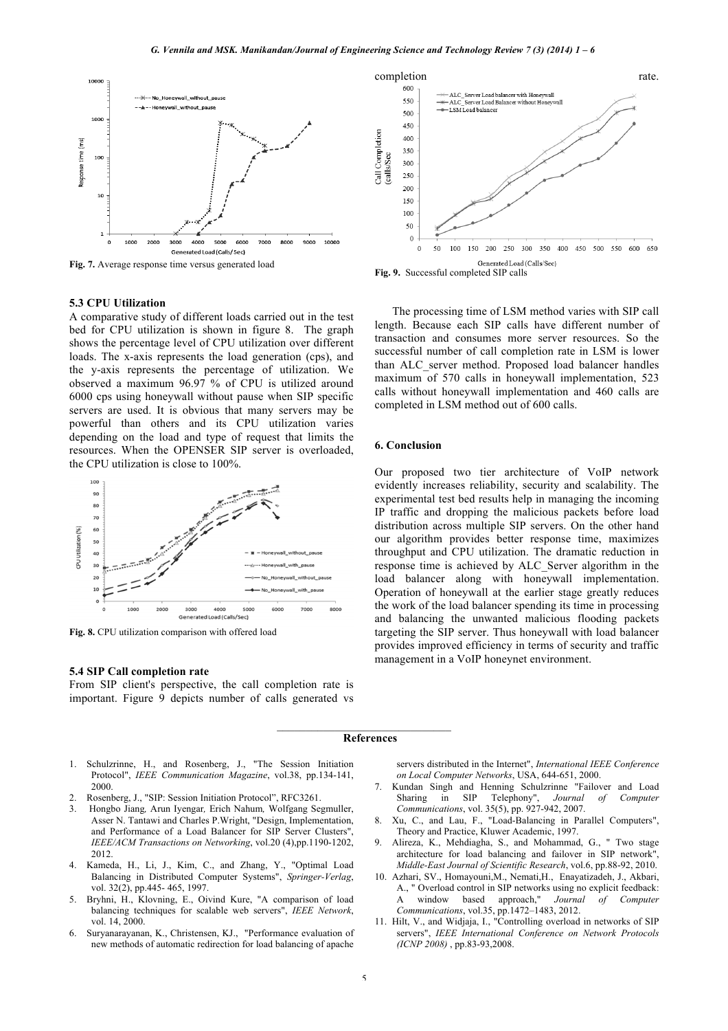Fig. 7. Average response time versus generated load

### 5.3 CPU Utilization

A comparative study of different loads carried out in the test bed for CPU utilization is shown in figure 8. The graph shows the percentage level of CPU utilization over different loads. The x-axis represents the load generation (cps), and the y-axis represents the percentage of utilization. We observed a maximum 96.97 % of CPU is utilized around 6000 cps using honeywall without pause when SIP specific servers are used. It is obvious that many servers may be powerful than others and its CPU utilization varies depending on the load and type of request that limits the resources. When the OPENSER SIP server is overloaded, the CPU utilization is close to 100%.

Fig. 8. CPU utilization comparison with offered load

### 5.4 SIP Call completion rate

From SIP client's perspective, the call completion rate is important. Figure 9 depicts number of calls generated vs completion rate.

Fig. 9. Successful completed SIP calls

The processing time of LSM method varies with SIP call length. Because each SIP calls have different number of transaction and consumes more server resources. So the successful number of call completion rate in LSM is lower than ALC_server method. Proposed load balancer handles maximum of 570 calls in honeywall implementation, 523 calls without honeywall implementation and 460 calls are completed in LSM method out of 600 calls.

## 6. Conclusion

Our proposed two tier architecture of VoIP network evidently increases reliability, security and scalability. The experimental test bed results help in managing the incoming IP traffic and dropping the malicious packets before load distribution across multiple SIP servers. On the other hand our algorithm provides better response time, maximizes throughput and CPU utilization. The dramatic reduction in response time is achieved by ALC_Server algorithm in the load balancer along with honeywall implementation. Operation of honeywall at the earlier stage greatly reduces the work of the load balancer spending its time in processing and balancing the unwanted malicious flooding packets targeting the SIP server. Thus honeywall with load balancer provides improved efficiency in terms of security and traffic management in a VoIP honeynet environment.

## References

1. Schulzrinne, H., and Rosenberg, J., "The Session Initiation Protocol", *IEEE Communication Magazine*, vol.38, pp.134-141, 2000.
2. Rosenberg, J., "SIP: Session Initiation Protocol", RFC3261.
3. Hongbo Jiang, Arun Iyengar, Erich Nahum, Wolfgang Segmuller, Asser N. Tantawi and Charles P.Wright, "Design, Implementation, and Performance of a Load Balancer for SIP Server Clusters", *IEEE/ACM Transactions on Networking*, vol.20 (4),pp.1190-1202, 2012.
4. Kameda, H., Li, J., Kim, C., and Zhang, Y., "Optimal Load Balancing in Distributed Computer Systems", *Springer-Verlag*, vol. 32(2), pp.445- 465, 1997.
5. Bryhni, H., Klovning, E., Oivind Kure, "A comparison of load balancing techniques for scalable web servers", *IEEE Network*, vol. 14, 2000.
6. Suryanarayanan, K., Christensen, KJ., "Performance evaluation of new methods of automatic redirection for load balancing of apache servers distributed in the Internet", *International IEEE Conference on Local Computer Networks*, USA, 644-651, 2000.
7. Kundan Singh and Henning Schulzrinne "Failover and Load Sharing in SIP Telephony", *Journal of Computer Communications*, vol. 35(5), pp. 927-942, 2007.
8. Xu, C., and Lau, F., "Load-Balancing in Parallel Computers", Theory and Practice, Kluwer Academic, 1997.
9. Alireza, K., Mehdiagha, S., and Mohammad, G., " Two stage architecture for load balancing and failover in SIP network", *Middle-East Journal of Scientific Research*, vol.6, pp.88-92, 2010.
10. Azhari, SV., Homayouni,M., Nemati,H., Enayatizadeh, J., Akbari, A., " Overload control in SIP networks using no explicit feedback: A window based approach," *Journal of Computer Communications*, vol.35, pp.1472–1483, 2012.
11. Hilt, V., and Widjaja, I., "Controlling overload in networks of SIP servers", *IEEE International Conference on Network Protocols (ICNP 2008)* , pp.83-93,2008.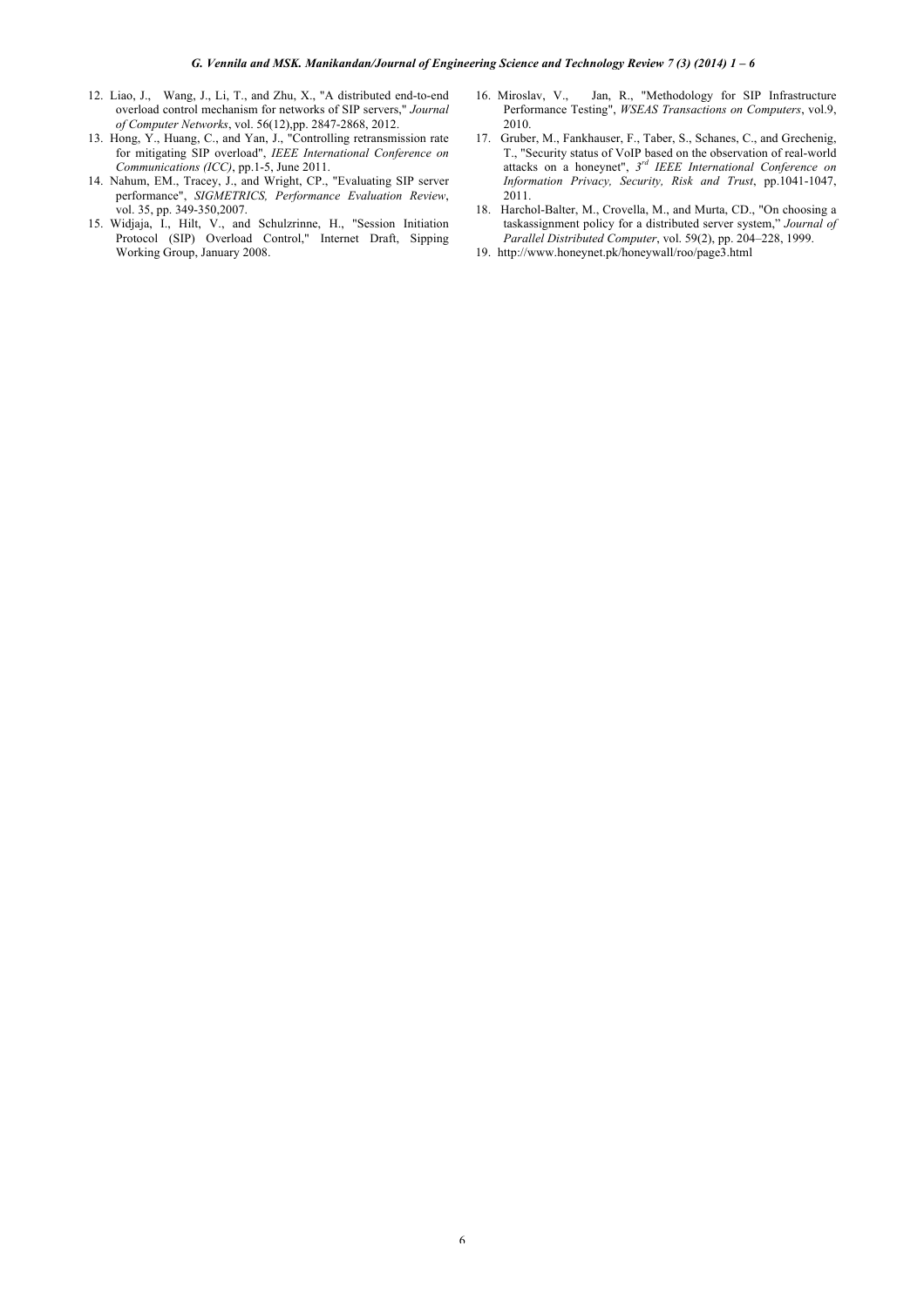12. Liao, J., Wang, J., Li, T., and Zhu, X., "A distributed end-to-end overload control mechanism for networks of SIP servers," *Journal of Computer Networks*, vol. 56(12),pp. 2847-2868, 2012.
13. Hong, Y., Huang, C., and Yan, J., "Controlling retransmission rate for mitigating SIP overload", *IEEE International Conference on Communications (ICC)*, pp.1-5, June 2011.
14. Nahum, EM., Tracey, J., and Wright, CP., "Evaluating SIP server performance", *SIGMETRICS, Performance Evaluation Review*, vol. 35, pp. 349-350,2007.
15. Widjaja, I., Hilt, V., and Schulzrinne, H., "Session Initiation Protocol (SIP) Overload Control," Internet Draft, Sipping Working Group, January 2008.
16. Miroslav, V., Jan, R., "Methodology for SIP Infrastructure Performance Testing", *WSEAS Transactions on Computers*, vol.9, 2010.
17. Gruber, M., Fankhauser, F., Taber, S., Schanes, C., and Grechenig, T., "Security status of VoIP based on the observation of real-world attacks on a honeynet", *3rd IEEE International Conference on Information Privacy, Security, Risk and Trust*, pp.1041-1047, 2011.
18. Harchol-Balter, M., Crovella, M., and Murta, CD., "On choosing a taskassignment policy for a distributed server system," *Journal of Parallel Distributed Computer*, vol. 59(2), pp. 204–228, 1999.
19. http://www.honeynet.pk/honeywall/roo/page3.html